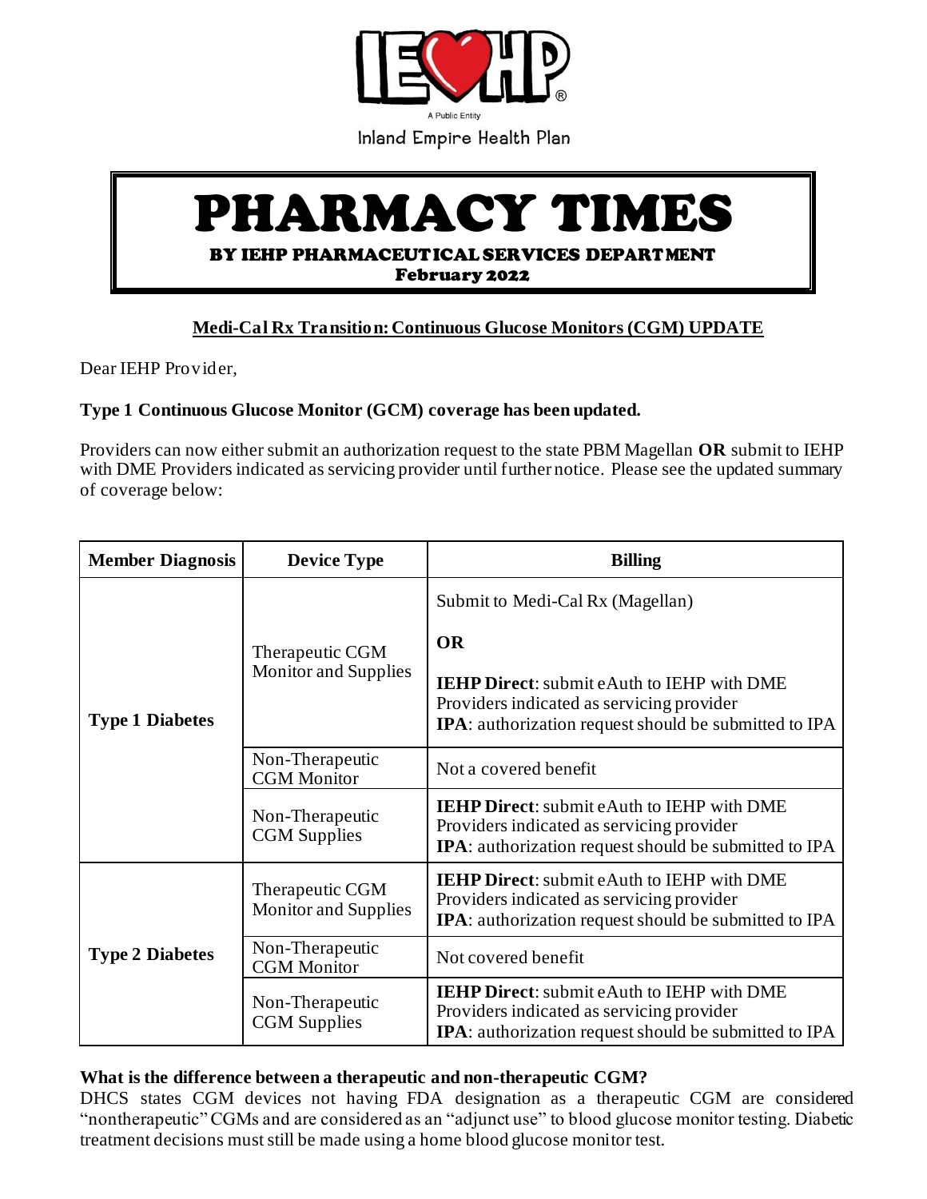Inland Empire Health Plan

A Public Entity

# PHARMACY TIMES

**BY IEHP PHARMACEUTICAL SERVICES DEPARTMENT**

**February 2022**

## Medi-Cal Rx Transition: Continuous Glucose Monitors (CGM) UPDATE

Dear IEHP Provider,

**Type 1 Continuous Glucose Monitor (GCM) coverage has been updated.**

Providers can now either submit an authorization request to the state PBM Magellan **OR** submit to IEHP with DME Providers indicated as servicing provider until further notice. Please see the updated summary of coverage below:

| Member Diagnosis | Device Type | Billing |
|---|---|---|
| **Type 1 Diabetes** | Therapeutic CGM Monitor and Supplies | Submit to Medi-Cal Rx (Magellan)<br><br>**OR**<br><br>**IEHP Direct**: submit eAuth to IEHP with DME Providers indicated as servicing provider<br>**IPA**: authorization request should be submitted to IPA |
| | Non-Therapeutic CGM Monitor | Not a covered benefit |
| | Non-Therapeutic CGM Supplies | **IEHP Direct**: submit eAuth to IEHP with DME Providers indicated as servicing provider<br>**IPA**: authorization request should be submitted to IPA |
| **Type 2 Diabetes** | Therapeutic CGM Monitor and Supplies | **IEHP Direct**: submit eAuth to IEHP with DME Providers indicated as servicing provider<br>**IPA**: authorization request should be submitted to IPA |
| | Non-Therapeutic CGM Monitor | Not covered benefit |
| | Non-Therapeutic CGM Supplies | **IEHP Direct**: submit eAuth to IEHP with DME Providers indicated as servicing provider<br>**IPA**: authorization request should be submitted to IPA |

**What is the difference between a therapeutic and non-therapeutic CGM?**

DHCS states CGM devices not having FDA designation as a therapeutic CGM are considered "nontherapeutic" CGMs and are considered as an "adjunct use" to blood glucose monitor testing. Diabetic treatment decisions must still be made using a home blood glucose monitor test.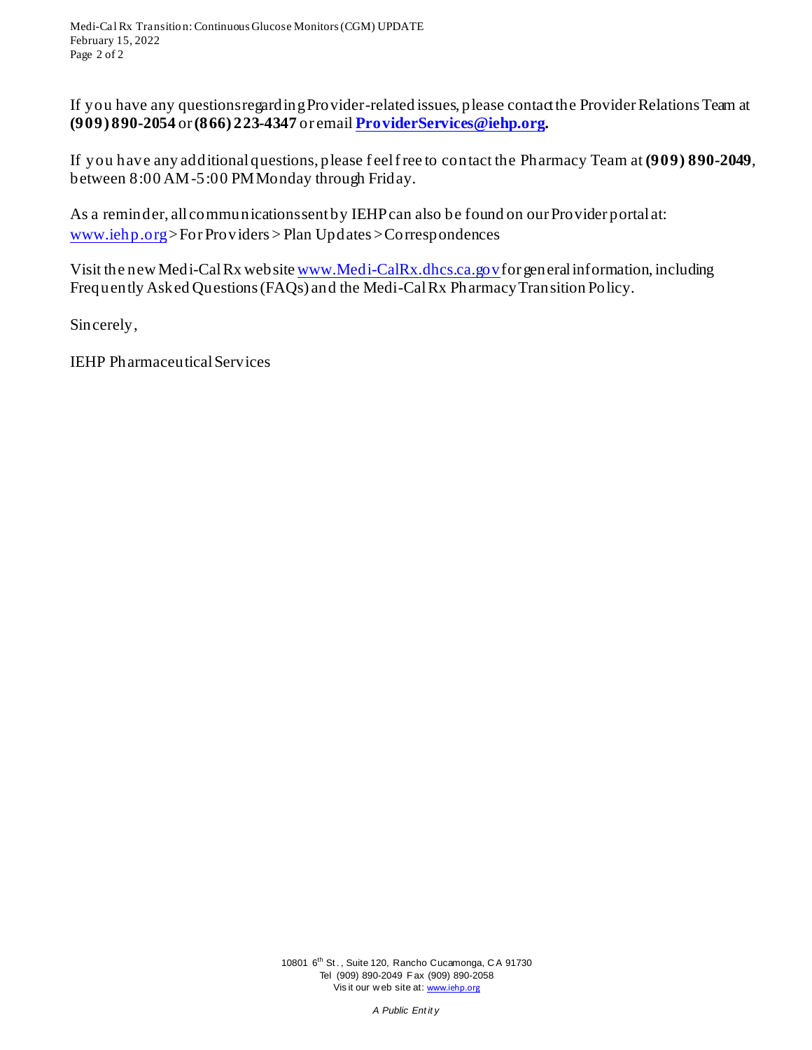If you have any questions regarding Provider-related issues, please contact the Provider Relations Team at **(909) 890-2054** or **(866) 223-4347** or email **ProviderServices@iehp.org.**

If you have any additional questions, please feel free to contact the Pharmacy Team at **(909) 890-2049**, between 8:00 AM-5:00 PM Monday through Friday.

As a reminder, all communications sent by IEHP can also be found on our Provider portal at: www.iehp.org > For Providers > Plan Updates > Correspondences

Visit the new Medi-Cal Rx website www.Medi-CalRx.dhcs.ca.gov for general information, including Frequently Asked Questions (FAQs) and the Medi-Cal Rx Pharmacy Transition Policy.

Sincerely,

IEHP Pharmaceutical Services

10801 6th St., Suite 120, Rancho Cucamonga, CA 91730
Tel (909) 890-2049 Fax (909) 890-2058
Visit our web site at: www.iehp.org

*A Public Entity*